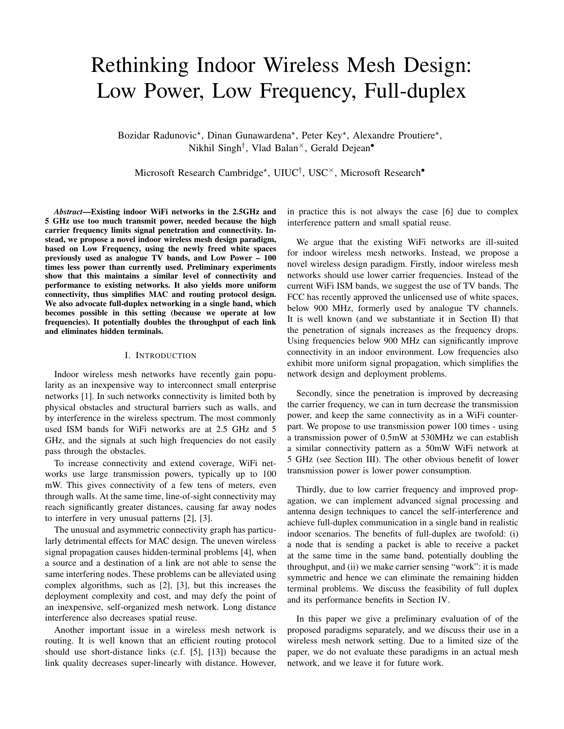# Rethinking Indoor Wireless Mesh Design: Low Power, Low Frequency, Full-duplex

Bozidar Radunovic⋆, Dinan Gunawardena⋆, Peter Key⋆, Alexandre Proutiere⋆, Nikhil Singh†, Vlad Balan×, Gerald Dejean•

Microsoft Research Cambridge⋆, UIUC†, USC×, Microsoft Research•

***Abstract*—Existing indoor WiFi networks in the 2.5GHz and 5 GHz use too much transmit power, needed because the high carrier frequency limits signal penetration and connectivity. Instead, we propose a novel indoor wireless mesh design paradigm, based on Low Frequency, using the newly freed white spaces previously used as analogue TV bands, and Low Power – 100 times less power than currently used. Preliminary experiments show that this maintains a similar level of connectivity and performance to existing networks. It also yields more uniform connectivity, thus simplifies MAC and routing protocol design. We also advocate full-duplex networking in a single band, which becomes possible in this setting (because we operate at low frequencies). It potentially doubles the throughput of each link and eliminates hidden terminals.**

## I. Introduction

Indoor wireless mesh networks have recently gain popularity as an inexpensive way to interconnect small enterprise networks [1]. In such networks connectivity is limited both by physical obstacles and structural barriers such as walls, and by interference in the wireless spectrum. The most commonly used ISM bands for WiFi networks are at 2.5 GHz and 5 GHz, and the signals at such high frequencies do not easily pass through the obstacles.

To increase connectivity and extend coverage, WiFi networks use large transmission powers, typically up to 100 mW. This gives connectivity of a few tens of meters, even through walls. At the same time, line-of-sight connectivity may reach significantly greater distances, causing far away nodes to interfere in very unusual patterns [2], [3].

The unusual and asymmetric connectivity graph has particularly detrimental effects for MAC design. The uneven wireless signal propagation causes hidden-terminal problems [4], when a source and a destination of a link are not able to sense the same interfering nodes. These problems can be alleviated using complex algorithms, such as [2], [3], but this increases the deployment complexity and cost, and may defy the point of an inexpensive, self-organized mesh network. Long distance interference also decreases spatial reuse.

Another important issue in a wireless mesh network is routing. It is well known that an efficient routing protocol should use short-distance links (c.f. [5], [13]) because the link quality decreases super-linearly with distance. However, in practice this is not always the case [6] due to complex interference pattern and small spatial reuse.

We argue that the existing WiFi networks are ill-suited for indoor wireless mesh networks. Instead, we propose a novel wireless design paradigm. Firstly, indoor wireless mesh networks should use lower carrier frequencies. Instead of the current WiFi ISM bands, we suggest the use of TV bands. The FCC has recently approved the unlicensed use of white spaces, below 900 MHz, formerly used by analogue TV channels. It is well known (and we substantiate it in Section II) that the penetration of signals increases as the frequency drops. Using frequencies below 900 MHz can significantly improve connectivity in an indoor environment. Low frequencies also exhibit more uniform signal propagation, which simplifies the network design and deployment problems.

Secondly, since the penetration is improved by decreasing the carrier frequency, we can in turn decrease the transmission power, and keep the same connectivity as in a WiFi counterpart. We propose to use transmission power 100 times - using a transmission power of 0.5mW at 530MHz we can establish a similar connectivity pattern as a 50mW WiFi network at 5 GHz (see Section III). The other obvious benefit of lower transmission power is lower power consumption.

Thirdly, due to low carrier frequency and improved propagation, we can implement advanced signal processing and antenna design techniques to cancel the self-interference and achieve full-duplex communication in a single band in realistic indoor scenarios. The benefits of full-duplex are twofold: (i) a node that is sending a packet is able to receive a packet at the same time in the same band, potentially doubling the throughput, and (ii) we make carrier sensing "work": it is made symmetric and hence we can eliminate the remaining hidden terminal problems. We discuss the feasibility of full duplex and its performance benefits in Section IV.

In this paper we give a preliminary evaluation of of the proposed paradigms separately, and we discuss their use in a wireless mesh network setting. Due to a limited size of the paper, we do not evaluate these paradigms in an actual mesh network, and we leave it for future work.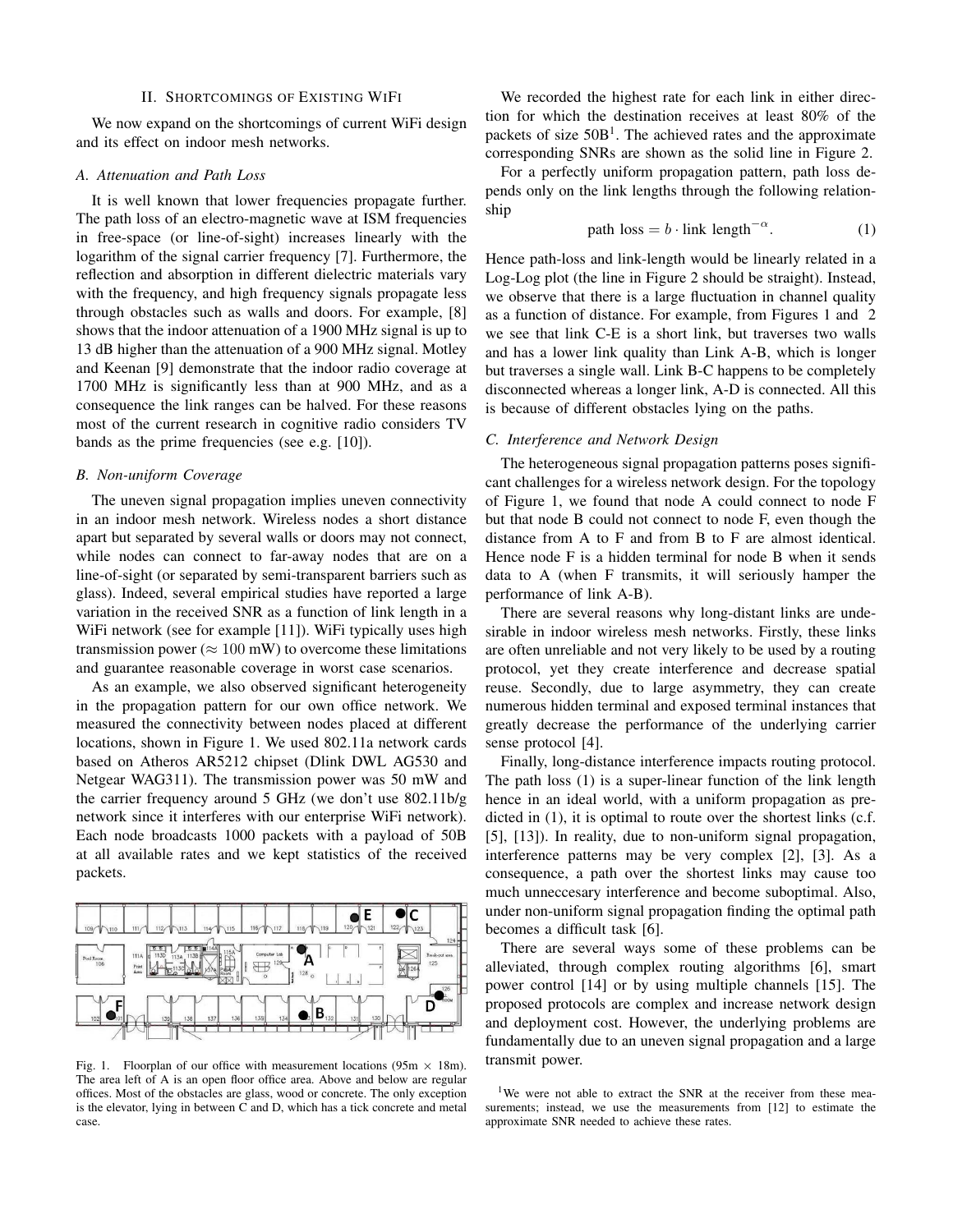## II. Shortcomings of Existing WiFi

We now expand on the shortcomings of current WiFi design and its effect on indoor mesh networks.

### A. Attenuation and Path Loss

It is well known that lower frequencies propagate further. The path loss of an electro-magnetic wave at ISM frequencies in free-space (or line-of-sight) increases linearly with the logarithm of the signal carrier frequency [7]. Furthermore, the reflection and absorption in different dielectric materials vary with the frequency, and high frequency signals propagate less through obstacles such as walls and doors. For example, [8] shows that the indoor attenuation of a 1900 MHz signal is up to 13 dB higher than the attenuation of a 900 MHz signal. Motley and Keenan [9] demonstrate that the indoor radio coverage at 1700 MHz is significantly less than at 900 MHz, and as a consequence the link ranges can be halved. For these reasons most of the current research in cognitive radio considers TV bands as the prime frequencies (see e.g. [10]).

### B. Non-uniform Coverage

The uneven signal propagation implies uneven connectivity in an indoor mesh network. Wireless nodes a short distance apart but separated by several walls or doors may not connect, while nodes can connect to far-away nodes that are on a line-of-sight (or separated by semi-transparent barriers such as glass). Indeed, several empirical studies have reported a large variation in the received SNR as a function of link length in a WiFi network (see for example [11]). WiFi typically uses high transmission power ($\approx 100$ mW) to overcome these limitations and guarantee reasonable coverage in worst case scenarios.

As an example, we also observed significant heterogeneity in the propagation pattern for our own office network. We measured the connectivity between nodes placed at different locations, shown in Figure 1. We used 802.11a network cards based on Atheros AR5212 chipset (Dlink DWL AG530 and Netgear WAG311). The transmission power was 50 mW and the carrier frequency around 5 GHz (we don't use 802.11b/g network since it interferes with our enterprise WiFi network). Each node broadcasts 1000 packets with a payload of 50B at all available rates and we kept statistics of the received packets.

Fig. 1. Floorplan of our office with measurement locations (95m $\times$ 18m). The area left of A is an open floor office area. Above and below are regular offices. Most of the obstacles are glass, wood or concrete. The only exception is the elevator, lying in between C and D, which has a tick concrete and metal case.

We recorded the highest rate for each link in either direction for which the destination receives at least 80% of the packets of size 50B[1]. The achieved rates and the approximate corresponding SNRs are shown as the solid line in Figure 2.

For a perfectly uniform propagation pattern, path loss depends only on the link lengths through the following relationship

$$\text{path loss} = b \cdot \text{link length}^{-\alpha}. \tag{1}$$

Hence path-loss and link-length would be linearly related in a Log-Log plot (the line in Figure 2 should be straight). Instead, we observe that there is a large fluctuation in channel quality as a function of distance. For example, from Figures 1 and 2 we see that link C-E is a short link, but traverses two walls and has a lower link quality than Link A-B, which is longer but traverses a single wall. Link B-C happens to be completely disconnected whereas a longer link, A-D is connected. All this is because of different obstacles lying on the paths.

### C. Interference and Network Design

The heterogeneous signal propagation patterns poses significant challenges for a wireless network design. For the topology of Figure 1, we found that node A could connect to node F but that node B could not connect to node F, even though the distance from A to F and from B to F are almost identical. Hence node F is a hidden terminal for node B when it sends data to A (when F transmits, it will seriously hamper the performance of link A-B).

There are several reasons why long-distant links are undesirable in indoor wireless mesh networks. Firstly, these links are often unreliable and not very likely to be used by a routing protocol, yet they create interference and decrease spatial reuse. Secondly, due to large asymmetry, they can create numerous hidden terminal and exposed terminal instances that greatly decrease the performance of the underlying carrier sense protocol [4].

Finally, long-distance interference impacts routing protocol. The path loss (1) is a super-linear function of the link length hence in an ideal world, with a uniform propagation as predicted in (1), it is optimal to route over the shortest links (c.f. [5], [13]). In reality, due to non-uniform signal propagation, interference patterns may be very complex [2], [3]. As a consequence, a path over the shortest links may cause too much unneccesary interference and become suboptimal. Also, under non-uniform signal propagation finding the optimal path becomes a difficult task [6].

There are several ways some of these problems can be alleviated, through complex routing algorithms [6], smart power control [14] or by using multiple channels [15]. The proposed protocols are complex and increase network design and deployment cost. However, the underlying problems are fundamentally due to an uneven signal propagation and a large transmit power.

[1] We were not able to extract the SNR at the receiver from these measurements; instead, we use the measurements from [12] to estimate the approximate SNR needed to achieve these rates.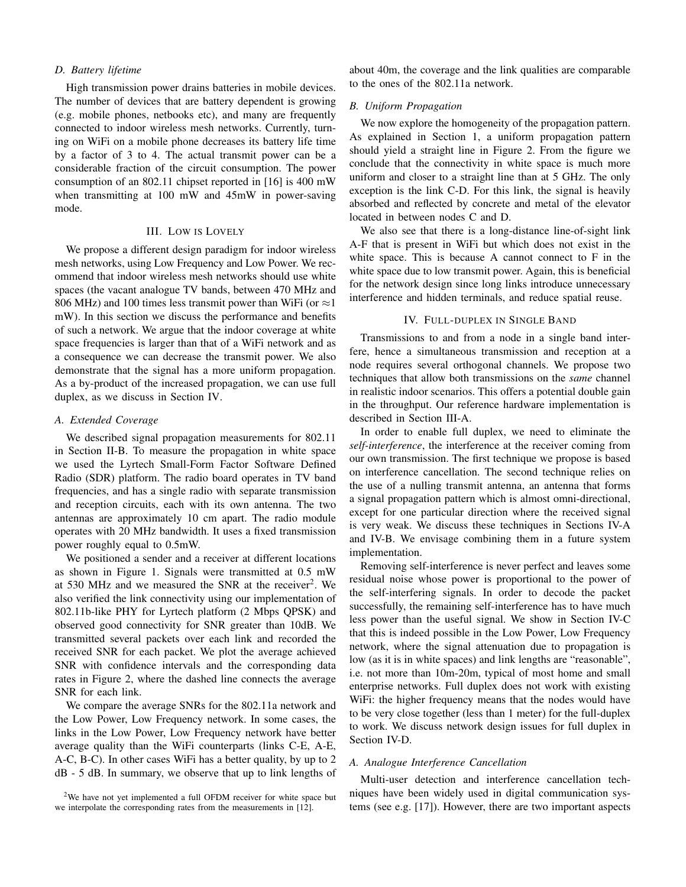### D. Battery lifetime

High transmission power drains batteries in mobile devices. The number of devices that are battery dependent is growing (e.g. mobile phones, netbooks etc), and many are frequently connected to indoor wireless mesh networks. Currently, turning on WiFi on a mobile phone decreases its battery life time by a factor of 3 to 4. The actual transmit power can be a considerable fraction of the circuit consumption. The power consumption of an 802.11 chipset reported in [16] is 400 mW when transmitting at 100 mW and 45mW in power-saving mode.

## III. Low is Lovely

We propose a different design paradigm for indoor wireless mesh networks, using Low Frequency and Low Power. We recommend that indoor wireless mesh networks should use white spaces (the vacant analogue TV bands, between 470 MHz and 806 MHz) and 100 times less transmit power than WiFi (or $\approx$1 mW). In this section we discuss the performance and benefits of such a network. We argue that the indoor coverage at white space frequencies is larger than that of a WiFi network and as a consequence we can decrease the transmit power. We also demonstrate that the signal has a more uniform propagation. As a by-product of the increased propagation, we can use full duplex, as we discuss in Section IV.

### A. Extended Coverage

We described signal propagation measurements for 802.11 in Section II-B. To measure the propagation in white space we used the Lyrtech Small-Form Factor Software Defined Radio (SDR) platform. The radio board operates in TV band frequencies, and has a single radio with separate transmission and reception circuits, each with its own antenna. The two antennas are approximately 10 cm apart. The radio module operates with 20 MHz bandwidth. It uses a fixed transmission power roughly equal to 0.5mW.

We positioned a sender and a receiver at different locations as shown in Figure 1. Signals were transmitted at 0.5 mW at 530 MHz and we measured the SNR at the receiver[2]. We also verified the link connectivity using our implementation of 802.11b-like PHY for Lyrtech platform (2 Mbps QPSK) and observed good connectivity for SNR greater than 10dB. We transmitted several packets over each link and recorded the received SNR for each packet. We plot the average achieved SNR with confidence intervals and the corresponding data rates in Figure 2, where the dashed line connects the average SNR for each link.

We compare the average SNRs for the 802.11a network and the Low Power, Low Frequency network. In some cases, the links in the Low Power, Low Frequency network have better average quality than the WiFi counterparts (links C-E, A-E, A-C, B-C). In other cases WiFi has a better quality, by up to 2 dB - 5 dB. In summary, we observe that up to link lengths of about 40m, the coverage and the link qualities are comparable to the ones of the 802.11a network.

[2] We have not yet implemented a full OFDM receiver for white space but we interpolate the corresponding rates from the measurements in [12].

### B. Uniform Propagation

We now explore the homogeneity of the propagation pattern. As explained in Section 1, a uniform propagation pattern should yield a straight line in Figure 2. From the figure we conclude that the connectivity in white space is much more uniform and closer to a straight line than at 5 GHz. The only exception is the link C-D. For this link, the signal is heavily absorbed and reflected by concrete and metal of the elevator located in between nodes C and D.

We also see that there is a long-distance line-of-sight link A-F that is present in WiFi but which does not exist in the white space. This is because A cannot connect to F in the white space due to low transmit power. Again, this is beneficial for the network design since long links introduce unnecessary interference and hidden terminals, and reduce spatial reuse.

## IV. Full-duplex in Single Band

Transmissions to and from a node in a single band interfere, hence a simultaneous transmission and reception at a node requires several orthogonal channels. We propose two techniques that allow both transmissions on the *same* channel in realistic indoor scenarios. This offers a potential double gain in the throughput. Our reference hardware implementation is described in Section III-A.

In order to enable full duplex, we need to eliminate the *self-interference*, the interference at the receiver coming from our own transmission. The first technique we propose is based on interference cancellation. The second technique relies on the use of a nulling transmit antenna, an antenna that forms a signal propagation pattern which is almost omni-directional, except for one particular direction where the received signal is very weak. We discuss these techniques in Sections IV-A and IV-B. We envisage combining them in a future system implementation.

Removing self-interference is never perfect and leaves some residual noise whose power is proportional to the power of the self-interfering signals. In order to decode the packet successfully, the remaining self-interference has to have much less power than the useful signal. We show in Section IV-C that this is indeed possible in the Low Power, Low Frequency network, where the signal attenuation due to propagation is low (as it is in white spaces) and link lengths are "reasonable", i.e. not more than 10m-20m, typical of most home and small enterprise networks. Full duplex does not work with existing WiFi: the higher frequency means that the nodes would have to be very close together (less than 1 meter) for the full-duplex to work. We discuss network design issues for full duplex in Section IV-D.

### A. Analogue Interference Cancellation

Multi-user detection and interference cancellation techniques have been widely used in digital communication systems (see e.g. [17]). However, there are two important aspects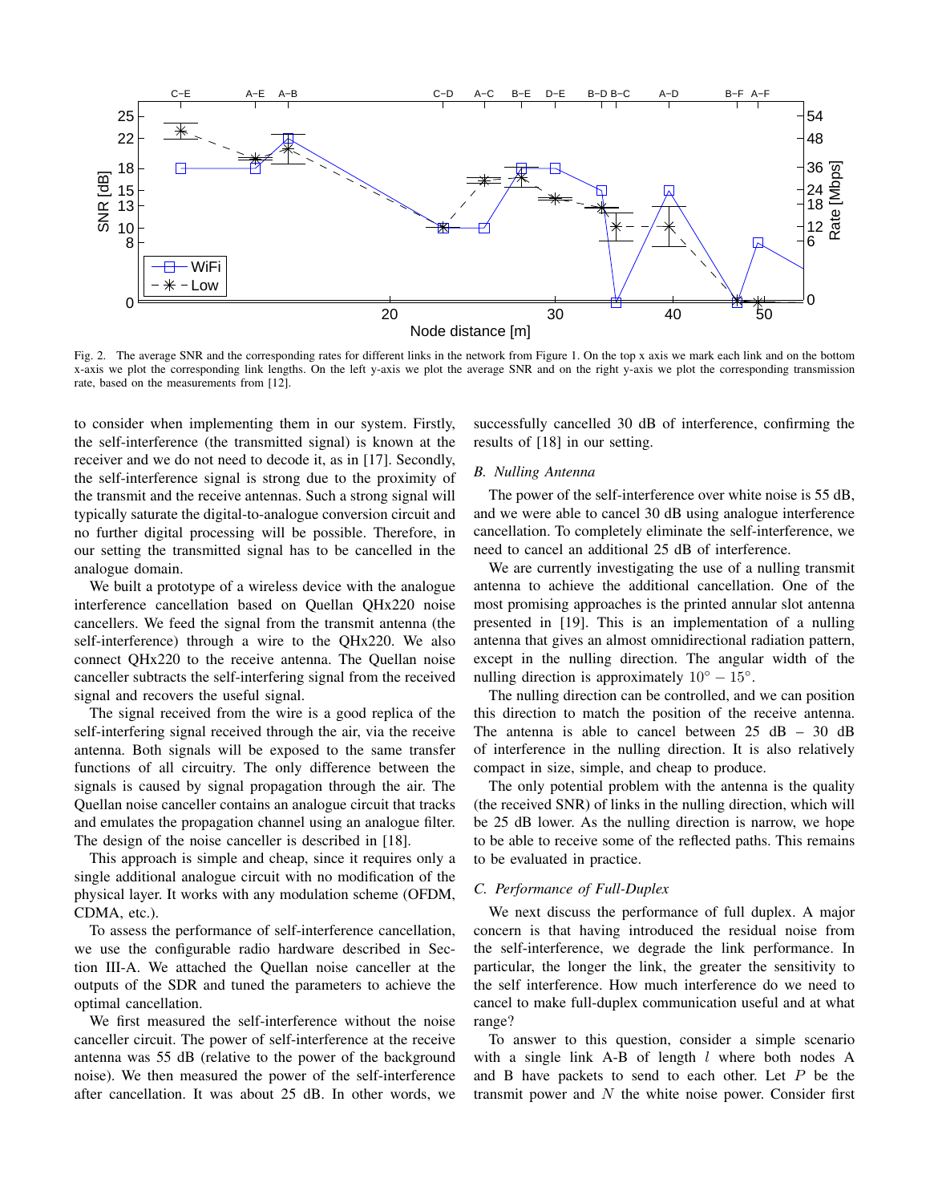Fig. 2. The average SNR and the corresponding rates for different links in the network from Figure 1. On the top x axis we mark each link and on the bottom x-axis we plot the corresponding link lengths. On the left y-axis we plot the average SNR and on the right y-axis we plot the corresponding transmission rate, based on the measurements from [12].

to consider when implementing them in our system. Firstly, the self-interference (the transmitted signal) is known at the receiver and we do not need to decode it, as in [17]. Secondly, the self-interference signal is strong due to the proximity of the transmit and the receive antennas. Such a strong signal will typically saturate the digital-to-analogue conversion circuit and no further digital processing will be possible. Therefore, in our setting the transmitted signal has to be cancelled in the analogue domain.

We built a prototype of a wireless device with the analogue interference cancellation based on Quellan QHx220 noise cancellers. We feed the signal from the transmit antenna (the self-interference) through a wire to the QHx220. We also connect QHx220 to the receive antenna. The Quellan noise canceller subtracts the self-interfering signal from the received signal and recovers the useful signal.

The signal received from the wire is a good replica of the self-interfering signal received through the air, via the receive antenna. Both signals will be exposed to the same transfer functions of all circuitry. The only difference between the signals is caused by signal propagation through the air. The Quellan noise canceller contains an analogue circuit that tracks and emulates the propagation channel using an analogue filter. The design of the noise canceller is described in [18].

This approach is simple and cheap, since it requires only a single additional analogue circuit with no modification of the physical layer. It works with any modulation scheme (OFDM, CDMA, etc.).

To assess the performance of self-interference cancellation, we use the configurable radio hardware described in Section III-A. We attached the Quellan noise canceller at the outputs of the SDR and tuned the parameters to achieve the optimal cancellation.

We first measured the self-interference without the noise canceller circuit. The power of self-interference at the receive antenna was 55 dB (relative to the power of the background noise). We then measured the power of the self-interference after cancellation. It was about 25 dB. In other words, we successfully cancelled 30 dB of interference, confirming the results of [18] in our setting.

### *B. Nulling Antenna*

The power of the self-interference over white noise is 55 dB, and we were able to cancel 30 dB using analogue interference cancellation. To completely eliminate the self-interference, we need to cancel an additional 25 dB of interference.

We are currently investigating the use of a nulling transmit antenna to achieve the additional cancellation. One of the most promising approaches is the printed annular slot antenna presented in [19]. This is an implementation of a nulling antenna that gives an almost omnidirectional radiation pattern, except in the nulling direction. The angular width of the nulling direction is approximately $10^\circ - 15^\circ$.

The nulling direction can be controlled, and we can position this direction to match the position of the receive antenna. The antenna is able to cancel between 25 dB – 30 dB of interference in the nulling direction. It is also relatively compact in size, simple, and cheap to produce.

The only potential problem with the antenna is the quality (the received SNR) of links in the nulling direction, which will be 25 dB lower. As the nulling direction is narrow, we hope to be able to receive some of the reflected paths. This remains to be evaluated in practice.

### *C. Performance of Full-Duplex*

We next discuss the performance of full duplex. A major concern is that having introduced the residual noise from the self-interference, we degrade the link performance. In particular, the longer the link, the greater the sensitivity to the self interference. How much interference do we need to cancel to make full-duplex communication useful and at what range?

To answer to this question, consider a simple scenario with a single link A-B of length $l$ where both nodes A and B have packets to send to each other. Let $P$ be the transmit power and $N$ the white noise power. Consider first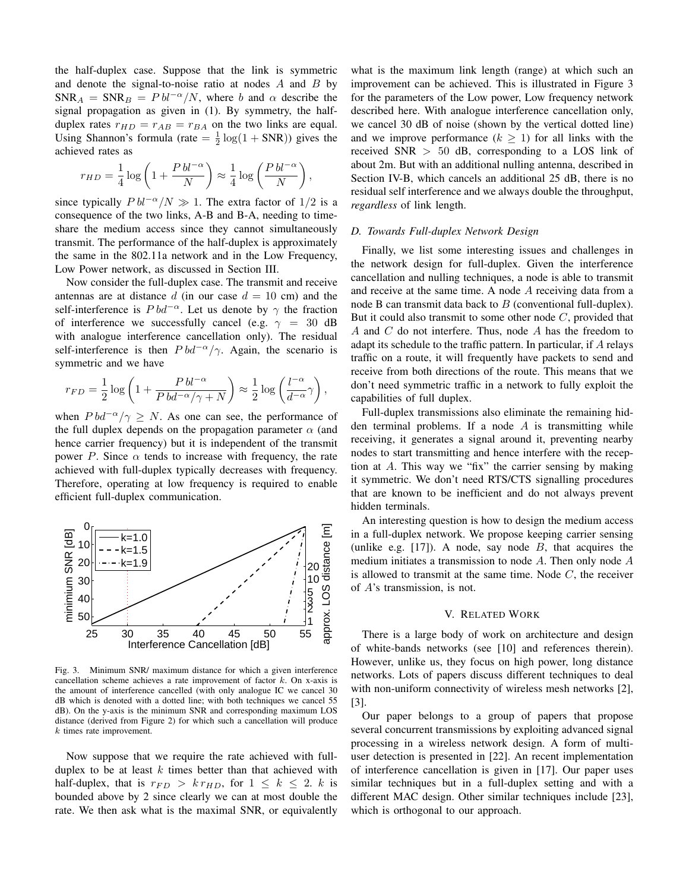the half-duplex case. Suppose that the link is symmetric and denote the signal-to-noise ratio at nodes $A$ and $B$ by $\text{SNR}_A = \text{SNR}_B = P\,bl^{-\alpha}/N$, where $b$ and $\alpha$ describe the signal propagation as given in (1). By symmetry, the half-duplex rates $r_{HD} = r_{AB} = r_{BA}$ on the two links are equal. Using Shannon's formula (rate $= \frac{1}{2}\log(1+\text{SNR})$) gives the achieved rates as

$$r_{HD} = \frac{1}{4}\log\left(1 + \frac{P\,bl^{-\alpha}}{N}\right) \approx \frac{1}{4}\log\left(\frac{P\,bl^{-\alpha}}{N}\right),$$

since typically $P\,bl^{-\alpha}/N \gg 1$. The extra factor of $1/2$ is a consequence of the two links, A-B and B-A, needing to time-share the medium access since they cannot simultaneously transmit. The performance of the half-duplex is approximately the same in the 802.11a network and in the Low Frequency, Low Power network, as discussed in Section III.

Now consider the full-duplex case. The transmit and receive antennas are at distance $d$ (in our case $d = 10$ cm) and the self-interference is $P\,bd^{-\alpha}$. Let us denote by $\gamma$ the fraction of interference we successfully cancel (e.g. $\gamma = 30$ dB with analogue interference cancellation only). The residual self-interference is then $P\,bd^{-\alpha}/\gamma$. Again, the scenario is symmetric and we have

$$r_{FD} = \frac{1}{2}\log\left(1 + \frac{P\,bl^{-\alpha}}{P\,bd^{-\alpha}/\gamma + N}\right) \approx \frac{1}{2}\log\left(\frac{l^{-\alpha}}{d^{-\alpha}}\gamma\right),$$

when $P\,bd^{-\alpha}/\gamma \geq N$. As one can see, the performance of the full duplex depends on the propagation parameter $\alpha$ (and hence carrier frequency) but it is independent of the transmit power $P$. Since $\alpha$ tends to increase with frequency, the rate achieved with full-duplex typically decreases with frequency. Therefore, operating at low frequency is required to enable efficient full-duplex communication.

Fig. 3. Minimum SNR/ maximum distance for which a given interference cancellation scheme achieves a rate improvement of factor $k$. On x-axis is the amount of interference cancelled (with only analogue IC we cancel 30 dB which is denoted with a dotted line; with both techniques we cancel 55 dB). On the y-axis is the minimum SNR and corresponding maximum LOS distance (derived from Figure 2) for which such a cancellation will produce $k$ times rate improvement.

Now suppose that we require the rate achieved with full-duplex to be at least $k$ times better than that achieved with half-duplex, that is $r_{FD} > k\,r_{HD}$, for $1 \leq k \leq 2$. $k$ is bounded above by 2 since clearly we can at most double the rate. We then ask what is the maximal SNR, or equivalently what is the maximum link length (range) at which such an improvement can be achieved. This is illustrated in Figure 3 for the parameters of the Low power, Low frequency network described here. With analogue interference cancellation only, we cancel 30 dB of noise (shown by the vertical dotted line) and we improve performance ($k \geq 1$) for all links with the received SNR $> 50$ dB, corresponding to a LOS link of about 2m. But with an additional nulling antenna, described in Section IV-B, which cancels an additional 25 dB, there is no residual self interference and we always double the throughput, *regardless* of link length.

### D. Towards Full-duplex Network Design

Finally, we list some interesting issues and challenges in the network design for full-duplex. Given the interference cancellation and nulling techniques, a node is able to transmit and receive at the same time. A node $A$ receiving data from a node B can transmit data back to $B$ (conventional full-duplex). But it could also transmit to some other node $C$, provided that $A$ and $C$ do not interfere. Thus, node $A$ has the freedom to adapt its schedule to the traffic pattern. In particular, if $A$ relays traffic on a route, it will frequently have packets to send and receive from both directions of the route. This means that we don't need symmetric traffic in a network to fully exploit the capabilities of full duplex.

Full-duplex transmissions also eliminate the remaining hidden terminal problems. If a node $A$ is transmitting while receiving, it generates a signal around it, preventing nearby nodes to start transmitting and hence interfere with the reception at $A$. This way we "fix" the carrier sensing by making it symmetric. We don't need RTS/CTS signalling procedures that are known to be inefficient and do not always prevent hidden terminals.

An interesting question is how to design the medium access in a full-duplex network. We propose keeping carrier sensing (unlike e.g. [17]). A node, say node $B$, that acquires the medium initiates a transmission to node $A$. Then only node $A$ is allowed to transmit at the same time. Node $C$, the receiver of $A$'s transmission, is not.

## V. Related Work

There is a large body of work on architecture and design of white-bands networks (see [10] and references therein). However, unlike us, they focus on high power, long distance networks. Lots of papers discuss different techniques to deal with non-uniform connectivity of wireless mesh networks [2], [3].

Our paper belongs to a group of papers that propose several concurrent transmissions by exploiting advanced signal processing in a wireless network design. A form of multi-user detection is presented in [22]. An recent implementation of interference cancellation is given in [17]. Our paper uses similar techniques but in a full-duplex setting and with a different MAC design. Other similar techniques include [23], which is orthogonal to our approach.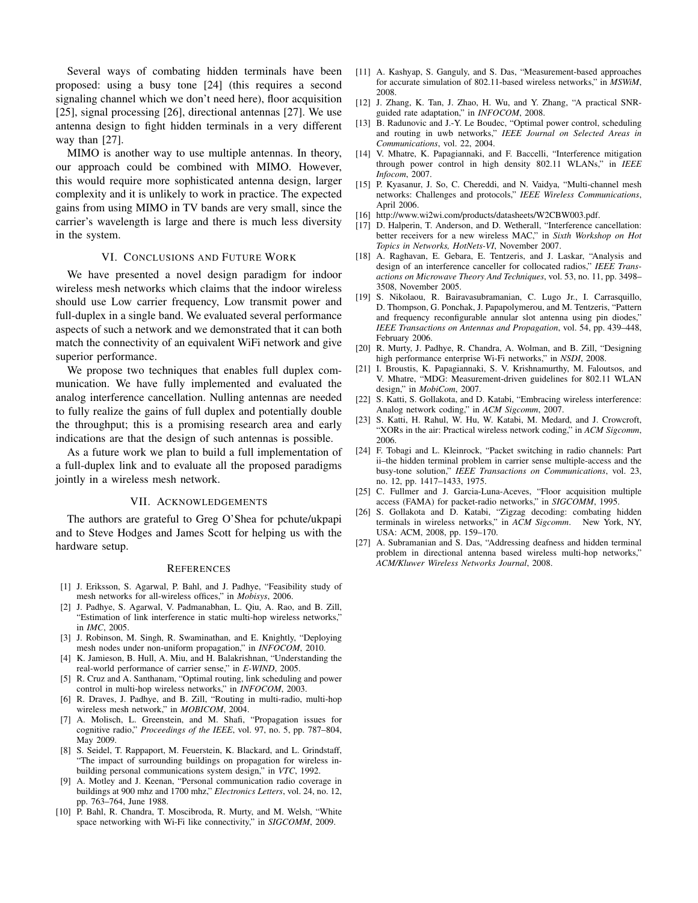Several ways of combating hidden terminals have been proposed: using a busy tone [24] (this requires a second signaling channel which we don't need here), floor acquisition [25], signal processing [26], directional antennas [27]. We use antenna design to fight hidden terminals in a very different way than [27].

MIMO is another way to use multiple antennas. In theory, our approach could be combined with MIMO. However, this would require more sophisticated antenna design, larger complexity and it is unlikely to work in practice. The expected gains from using MIMO in TV bands are very small, since the carrier's wavelength is large and there is much less diversity in the system.

## VI. Conclusions and Future Work

We have presented a novel design paradigm for indoor wireless mesh networks which claims that the indoor wireless should use Low carrier frequency, Low transmit power and full-duplex in a single band. We evaluated several performance aspects of such a network and we demonstrated that it can both match the connectivity of an equivalent WiFi network and give superior performance.

We propose two techniques that enables full duplex communication. We have fully implemented and evaluated the analog interference cancellation. Nulling antennas are needed to fully realize the gains of full duplex and potentially double the throughput; this is a promising research area and early indications are that the design of such antennas is possible.

As a future work we plan to build a full implementation of a full-duplex link and to evaluate all the proposed paradigms jointly in a wireless mesh network.

## VII. Acknowledgements

The authors are grateful to Greg O'Shea for pchute/ukpapi and to Steve Hodges and James Scott for helping us with the hardware setup.

## References

[1] J. Eriksson, S. Agarwal, P. Bahl, and J. Padhye, "Feasibility study of mesh networks for all-wireless offices," in *Mobisys*, 2006.

[2] J. Padhye, S. Agarwal, V. Padmanabhan, L. Qiu, A. Rao, and B. Zill, "Estimation of link interference in static multi-hop wireless networks," in *IMC*, 2005.

[3] J. Robinson, M. Singh, R. Swaminathan, and E. Knightly, "Deploying mesh nodes under non-uniform propagation," in *INFOCOM*, 2010.

[4] K. Jamieson, B. Hull, A. Miu, and H. Balakrishnan, "Understanding the real-world performance of carrier sense," in *E-WIND*, 2005.

[5] R. Cruz and A. Santhanam, "Optimal routing, link scheduling and power control in multi-hop wireless networks," in *INFOCOM*, 2003.

[6] R. Draves, J. Padhye, and B. Zill, "Routing in multi-radio, multi-hop wireless mesh network," in *MOBICOM*, 2004.

[7] A. Molisch, L. Greenstein, and M. Shafi, "Propagation issues for cognitive radio," *Proceedings of the IEEE*, vol. 97, no. 5, pp. 787–804, May 2009.

[8] S. Seidel, T. Rappaport, M. Feuerstein, K. Blackard, and L. Grindstaff, "The impact of surrounding buildings on propagation for wireless in-building personal communications system design," in *VTC*, 1992.

[9] A. Motley and J. Keenan, "Personal communication radio coverage in buildings at 900 mhz and 1700 mhz," *Electronics Letters*, vol. 24, no. 12, pp. 763–764, June 1988.

[10] P. Bahl, R. Chandra, T. Moscibroda, R. Murty, and M. Welsh, "White space networking with Wi-Fi like connectivity," in *SIGCOMM*, 2009.

[11] A. Kashyap, S. Ganguly, and S. Das, "Measurement-based approaches for accurate simulation of 802.11-based wireless networks," in *MSWiM*, 2008.

[12] J. Zhang, K. Tan, J. Zhao, H. Wu, and Y. Zhang, "A practical SNR-guided rate adaptation," in *INFOCOM*, 2008.

[13] B. Radunovic and J.-Y. Le Boudec, "Optimal power control, scheduling and routing in uwb networks," *IEEE Journal on Selected Areas in Communications*, vol. 22, 2004.

[14] V. Mhatre, K. Papagiannaki, and F. Baccelli, "Interference mitigation through power control in high density 802.11 WLANs," in *IEEE Infocom*, 2007.

[15] P. Kyasanur, J. So, C. Chereddi, and N. Vaidya, "Multi-channel mesh networks: Challenges and protocols," *IEEE Wireless Communications*, April 2006.

[16] http://www.wi2wi.com/products/datasheets/W2CBW003.pdf.

[17] D. Halperin, T. Anderson, and D. Wetherall, "Interference cancellation: better receivers for a new wireless MAC," in *Sixth Workshop on Hot Topics in Networks, HotNets-VI*, November 2007.

[18] A. Raghavan, E. Gebara, E. Tentzeris, and J. Laskar, "Analysis and design of an interference canceller for collocated radios," *IEEE Transactions on Microwave Theory And Techniques*, vol. 53, no. 11, pp. 3498–3508, November 2005.

[19] S. Nikolaou, R. Bairavasubramanian, C. Lugo Jr., I. Carrasquillo, D. Thompson, G. Ponchak, J. Papapolymerou, and M. Tentzeris, "Pattern and frequency reconfigurable annular slot antenna using pin diodes," *IEEE Transactions on Antennas and Propagation*, vol. 54, pp. 439–448, February 2006.

[20] R. Murty, J. Padhye, R. Chandra, A. Wolman, and B. Zill, "Designing high performance enterprise Wi-Fi networks," in *NSDI*, 2008.

[21] I. Broustis, K. Papagiannaki, S. V. Krishnamurthy, M. Faloutsos, and V. Mhatre, "MDG: Measurement-driven guidelines for 802.11 WLAN design," in *MobiCom*, 2007.

[22] S. Katti, S. Gollakota, and D. Katabi, "Embracing wireless interference: Analog network coding," in *ACM Sigcomm*, 2007.

[23] S. Katti, H. Rahul, W. Hu, W. Katabi, M. Medard, and J. Crowcroft, "XORs in the air: Practical wireless network coding," in *ACM Sigcomm*, 2006.

[24] F. Tobagi and L. Kleinrock, "Packet switching in radio channels: Part ii–the hidden terminal problem in carrier sense multiple-access and the busy-tone solution," *IEEE Transactions on Communications*, vol. 23, no. 12, pp. 1417–1433, 1975.

[25] C. Fullmer and J. Garcia-Luna-Aceves, "Floor acquisition multiple access (FAMA) for packet-radio networks," in *SIGCOMM*, 1995.

[26] S. Gollakota and D. Katabi, "Zigzag decoding: combating hidden terminals in wireless networks," in *ACM Sigcomm*. New York, NY, USA: ACM, 2008, pp. 159–170.

[27] A. Subramanian and S. Das, "Addressing deafness and hidden terminal problem in directional antenna based wireless multi-hop networks," *ACM/Kluwer Wireless Networks Journal*, 2008.